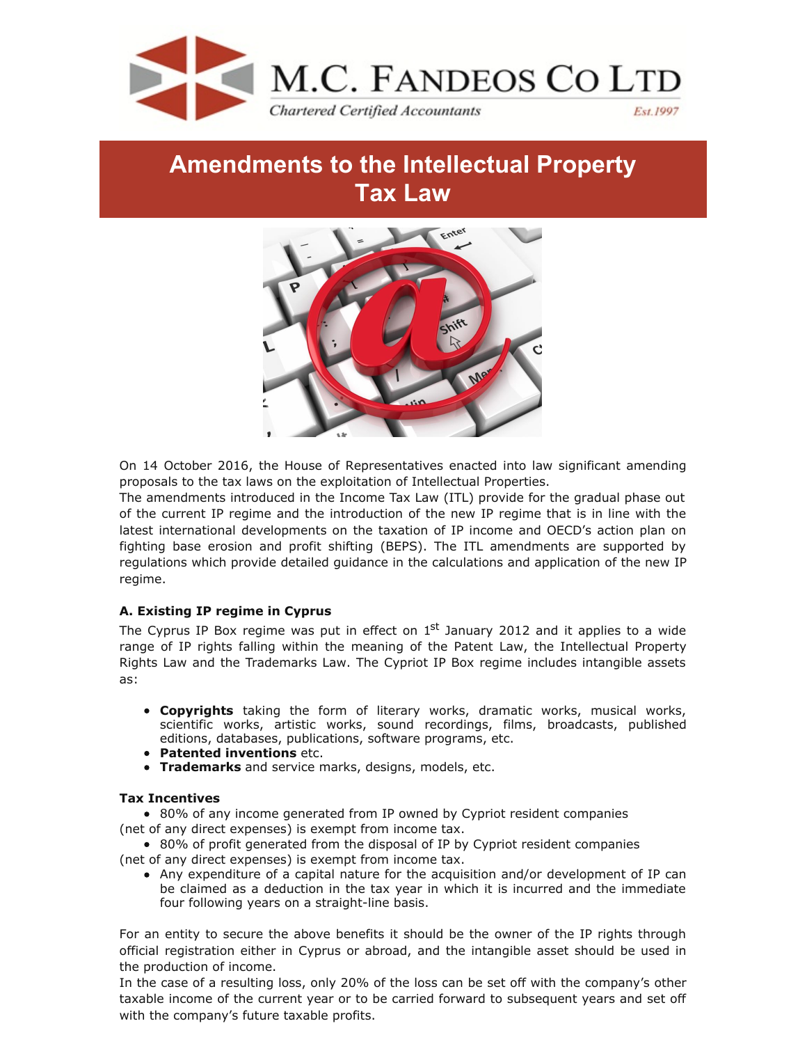M.C. FANDEOS CO LTD

*Chartered Certified Accountants* *Est.1997*

# Amendments to the Intellectual Property Tax Law

On 14 October 2016, the House of Representatives enacted into law significant amending proposals to the tax laws on the exploitation of Intellectual Properties.

The amendments introduced in the Income Tax Law (ITL) provide for the gradual phase out of the current IP regime and the introduction of the new IP regime that is in line with the latest international developments on the taxation of IP income and OECD's action plan on fighting base erosion and profit shifting (BEPS). The ITL amendments are supported by regulations which provide detailed guidance in the calculations and application of the new IP regime.

### A. Existing IP regime in Cyprus

The Cyprus IP Box regime was put in effect on 1st January 2012 and it applies to a wide range of IP rights falling within the meaning of the Patent Law, the Intellectual Property Rights Law and the Trademarks Law. The Cypriot IP Box regime includes intangible assets as:

- **Copyrights** taking the form of literary works, dramatic works, musical works, scientific works, artistic works, sound recordings, films, broadcasts, published editions, databases, publications, software programs, etc.
- **Patented inventions** etc.
- **Trademarks** and service marks, designs, models, etc.

**Tax Incentives**

- 80% of any income generated from IP owned by Cypriot resident companies (net of any direct expenses) is exempt from income tax.
- 80% of profit generated from the disposal of IP by Cypriot resident companies (net of any direct expenses) is exempt from income tax.
- Any expenditure of a capital nature for the acquisition and/or development of IP can be claimed as a deduction in the tax year in which it is incurred and the immediate four following years on a straight-line basis.

For an entity to secure the above benefits it should be the owner of the IP rights through official registration either in Cyprus or abroad, and the intangible asset should be used in the production of income.

In the case of a resulting loss, only 20% of the loss can be set off with the company's other taxable income of the current year or to be carried forward to subsequent years and set off with the company's future taxable profits.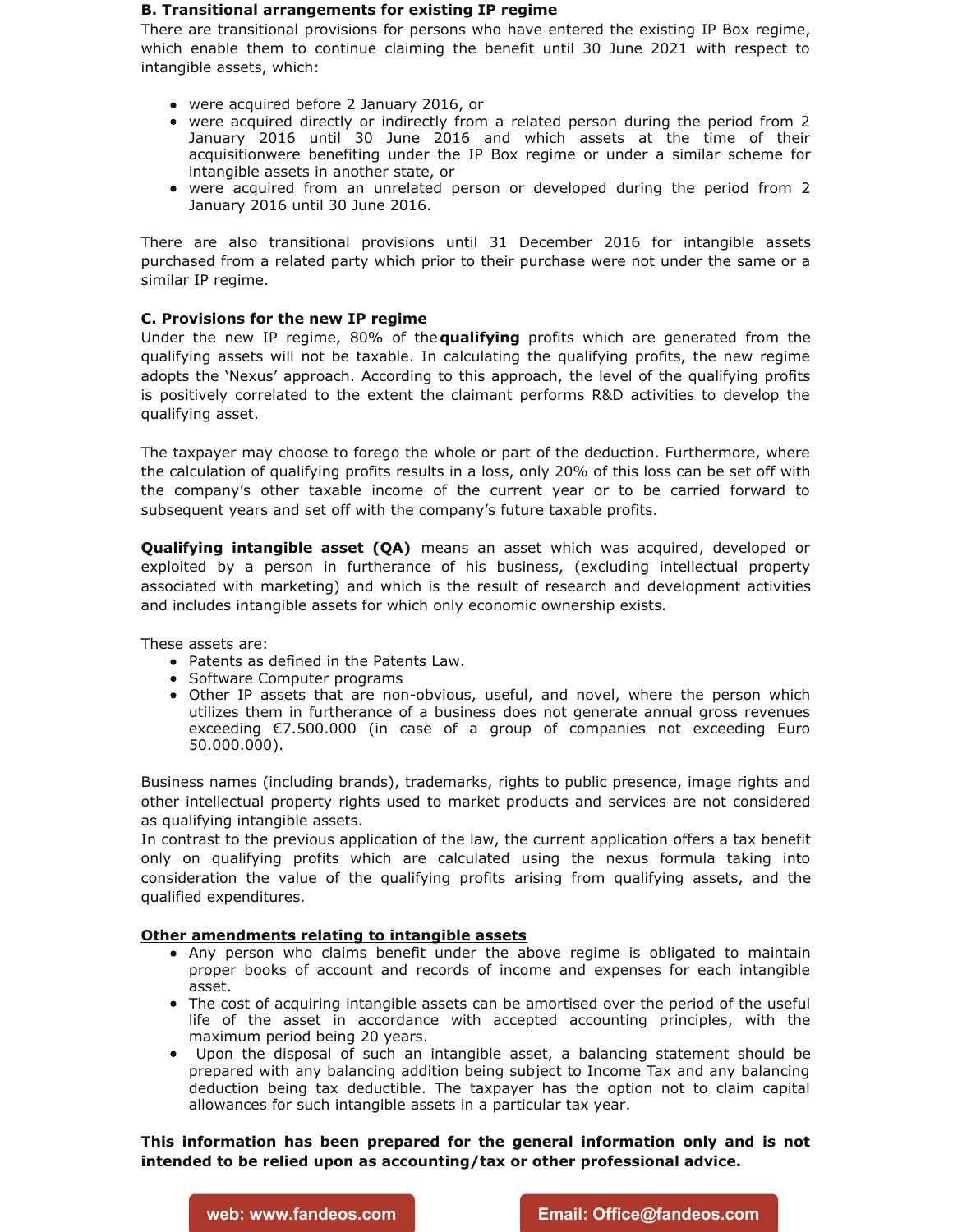**B. Transitional arrangements for existing IP regime**

There are transitional provisions for persons who have entered the existing IP Box regime, which enable them to continue claiming the benefit until 30 June 2021 with respect to intangible assets, which:

- were acquired before 2 January 2016, or
- were acquired directly or indirectly from a related person during the period from 2 January 2016 until 30 June 2016 and which assets at the time of their acquisitionwere benefiting under the IP Box regime or under a similar scheme for intangible assets in another state, or
- were acquired from an unrelated person or developed during the period from 2 January 2016 until 30 June 2016.

There are also transitional provisions until 31 December 2016 for intangible assets purchased from a related party which prior to their purchase were not under the same or a similar IP regime.

**C. Provisions for the new IP regime**

Under the new IP regime, 80% of the **qualifying** profits which are generated from the qualifying assets will not be taxable. In calculating the qualifying profits, the new regime adopts the 'Nexus' approach. According to this approach, the level of the qualifying profits is positively correlated to the extent the claimant performs R&D activities to develop the qualifying asset.

The taxpayer may choose to forego the whole or part of the deduction. Furthermore, where the calculation of qualifying profits results in a loss, only 20% of this loss can be set off with the company's other taxable income of the current year or to be carried forward to subsequent years and set off with the company's future taxable profits.

**Qualifying intangible asset (QA)** means an asset which was acquired, developed or exploited by a person in furtherance of his business, (excluding intellectual property associated with marketing) and which is the result of research and development activities and includes intangible assets for which only economic ownership exists.

These assets are:

- Patents as defined in the Patents Law.
- Software Computer programs
- Other IP assets that are non-obvious, useful, and novel, where the person which utilizes them in furtherance of a business does not generate annual gross revenues exceeding €7.500.000 (in case of a group of companies not exceeding Euro 50.000.000).

Business names (including brands), trademarks, rights to public presence, image rights and other intellectual property rights used to market products and services are not considered as qualifying intangible assets.

In contrast to the previous application of the law, the current application offers a tax benefit only on qualifying profits which are calculated using the nexus formula taking into consideration the value of the qualifying profits arising from qualifying assets, and the qualified expenditures.

**Other amendments relating to intangible assets**

- Any person who claims benefit under the above regime is obligated to maintain proper books of account and records of income and expenses for each intangible asset.
- The cost of acquiring intangible assets can be amortised over the period of the useful life of the asset in accordance with accepted accounting principles, with the maximum period being 20 years.
- Upon the disposal of such an intangible asset, a balancing statement should be prepared with any balancing addition being subject to Income Tax and any balancing deduction being tax deductible. The taxpayer has the option not to claim capital allowances for such intangible assets in a particular tax year.

**This information has been prepared for the general information only and is not intended to be relied upon as accounting/tax or other professional advice.**

web: www.fandeos.com

Email: Office@fandeos.com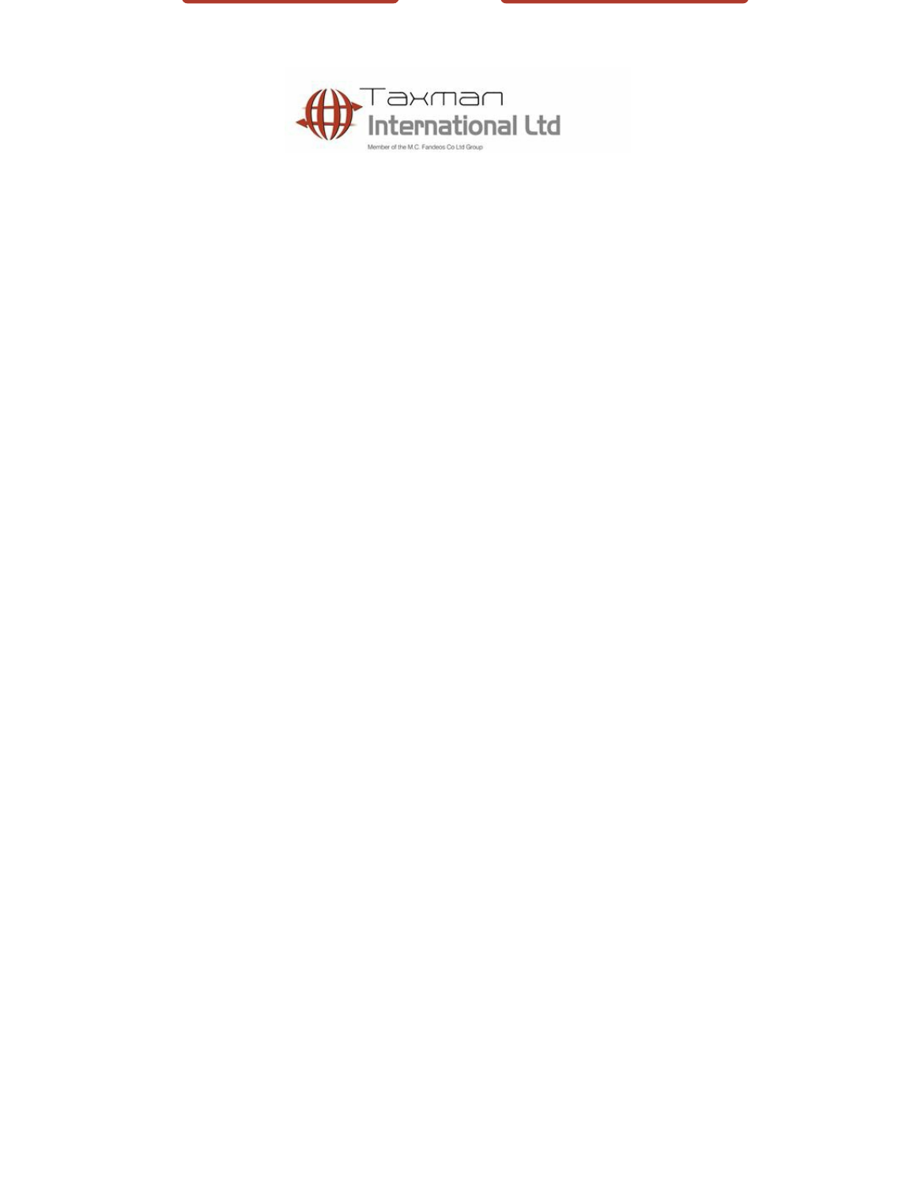Taxman

International Ltd

Member of the M.C. Fandeos Co Ltd Group